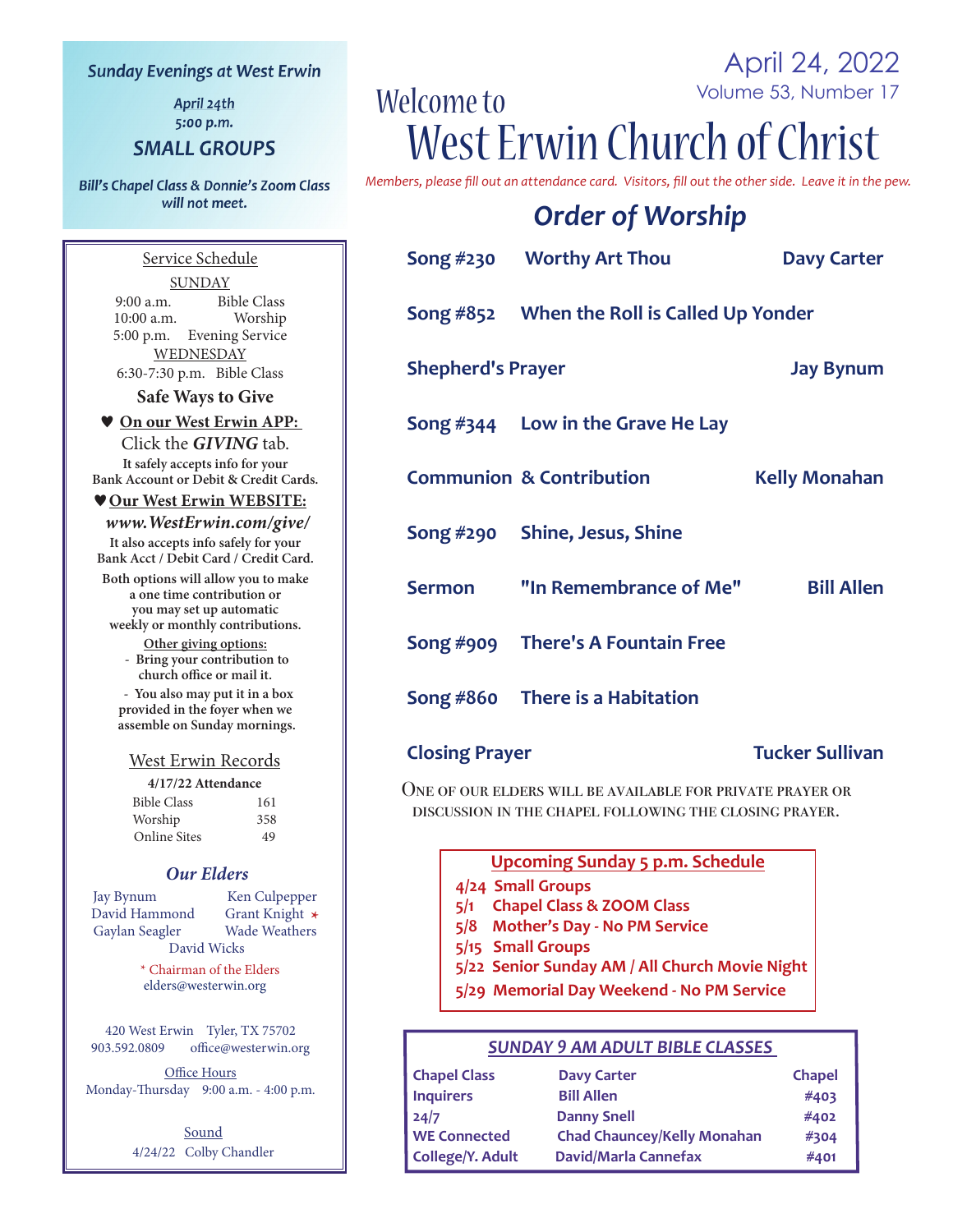April 24, 2022
Volume 53, Number 17

# Welcome to West Erwin Church of Christ

*Members, please fill out an attendance card. Visitors, fill out the other side. Leave it in the pew.*

## Order of Worship

| | | |
|---|---|---|
| **Song #230** | **Worthy Art Thou** | **Davy Carter** |
| **Song #852** | **When the Roll is Called Up Yonder** | |
| **Shepherd's Prayer** | | **Jay Bynum** |
| **Song #344** | **Low in the Grave He Lay** | |
| **Communion & Contribution** | | **Kelly Monahan** |
| **Song #290** | **Shine, Jesus, Shine** | |
| **Sermon** | **"In Remembrance of Me"** | **Bill Allen** |
| **Song #909** | **There's A Fountain Free** | |
| **Song #860** | **There is a Habitation** | |
| **Closing Prayer** | | **Tucker Sullivan** |

One of our elders will be available for private prayer or discussion in the chapel following the closing prayer.

### Upcoming Sunday 5 p.m. Schedule

- **4/24** Small Groups
- **5/1** Chapel Class & ZOOM Class
- **5/8** Mother's Day - No PM Service
- **5/15** Small Groups
- **5/22** Senior Sunday AM / All Church Movie Night
- **5/29** Memorial Day Weekend - No PM Service

### SUNDAY 9 AM ADULT BIBLE CLASSES

| Class | Teacher | Room |
|---|---|---|
| Chapel Class | Davy Carter | Chapel |
| Inquirers | Bill Allen | #403 |
| 24/7 | Danny Snell | #402 |
| WE Connected | Chad Chauncey/Kelly Monahan | #304 |
| College/Y. Adult | David/Marla Cannefax | #401 |

---

### Sunday Evenings at West Erwin

*April 24th*
*5:00 p.m.*

**SMALL GROUPS**

***Bill's Chapel Class & Donnie's Zoom Class will not meet.***

### Service Schedule

SUNDAY
9:00 a.m. Bible Class
10:00 a.m. Worship
5:00 p.m. Evening Service

WEDNESDAY
6:30-7:30 p.m. Bible Class

### Safe Ways to Give

♥ **On our West Erwin APP:**
Click the ***GIVING*** tab.
**It safely accepts info for your Bank Account or Debit & Credit Cards.**

♥ **Our West Erwin WEBSITE:**
***www.WestErwin.com/give/***
**It also accepts info safely for your Bank Acct / Debit Card / Credit Card.**

**Both options will allow you to make a one time contribution or you may set up automatic weekly or monthly contributions.**

**Other giving options:**
- **Bring your contribution to church office or mail it.**
- **You also may put it in a box provided in the foyer when we assemble on Sunday mornings.**

### West Erwin Records

**4/17/22 Attendance**

| | |
|---|---|
| Bible Class | 161 |
| Worship | 358 |
| Online Sites | 49 |

### Our Elders

Jay Bynum, Ken Culpepper, David Hammond, Grant Knight *, Gaylan Seagler, Wade Weathers, David Wicks

\* Chairman of the Elders
elders@westerwin.org

420 West Erwin Tyler, TX 75702
903.592.0809 office@westerwin.org

Office Hours
Monday-Thursday 9:00 a.m. - 4:00 p.m.

Sound
4/24/22 Colby Chandler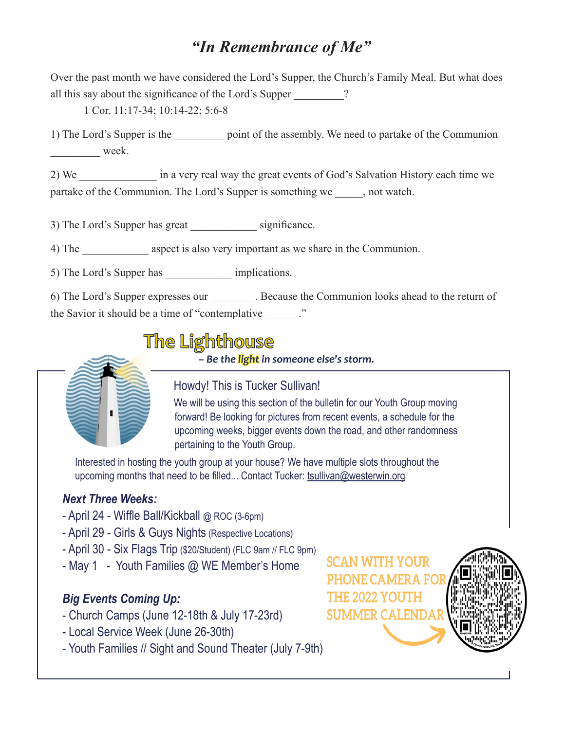# *"In Remembrance of Me"*

Over the past month we have considered the Lord's Supper, the Church's Family Meal. But what does all this say about the significance of the Lord's Supper _________?

1 Cor. 11:17-34; 10:14-22; 5:6-8

1) The Lord's Supper is the _________ point of the assembly. We need to partake of the Communion _________ week.

2) We ______________ in a very real way the great events of God's Salvation History each time we partake of the Communion. The Lord's Supper is something we _____, not watch.

3) The Lord's Supper has great ____________ significance.

4) The ____________ aspect is also very important as we share in the Communion.

5) The Lord's Supper has ____________ implications.

6) The Lord's Supper expresses our ________. Because the Communion looks ahead to the return of the Savior it should be a time of "contemplative ______."

## The Lighthouse

***– Be the light in someone else's storm.***

### Howdy! This is Tucker Sullivan!

We will be using this section of the bulletin for our Youth Group moving forward! Be looking for pictures from recent events, a schedule for the upcoming weeks, bigger events down the road, and other randomness pertaining to the Youth Group.

Interested in hosting the youth group at your house? We have multiple slots throughout the upcoming months that need to be filled... Contact Tucker: tsullivan@westerwin.org

### *Next Three Weeks:*

- April 24 - Wiffle Ball/Kickball @ ROC (3-6pm)
- April 29 - Girls & Guys Nights (Respective Locations)
- April 30 - Six Flags Trip ($20/Student) (FLC 9am // FLC 9pm)
- May 1 - Youth Families @ WE Member's Home

### *Big Events Coming Up:*

- Church Camps (June 12-18th & July 17-23rd)
- Local Service Week (June 26-30th)
- Youth Families // Sight and Sound Theater (July 7-9th)

SCAN WITH YOUR PHONE CAMERA FOR THE 2022 YOUTH SUMMER CALENDAR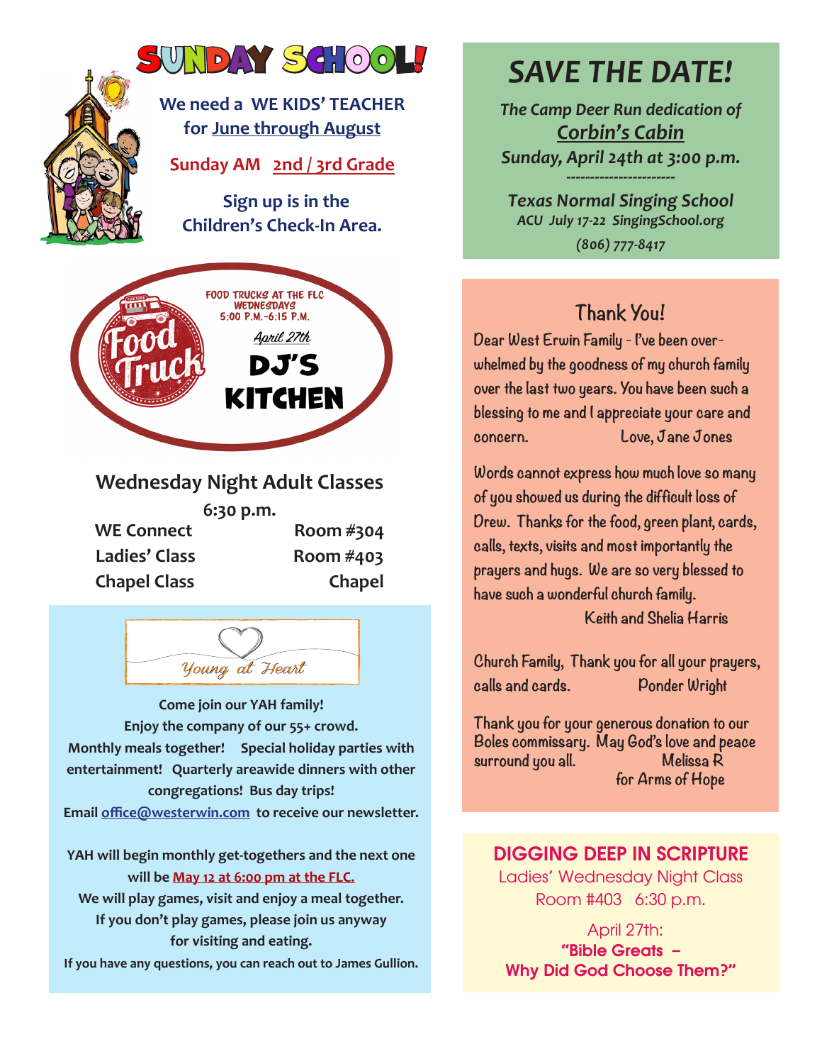# SUNDAY SCHOOL!

**We need a WE KIDS' TEACHER for June through August**

**Sunday AM 2nd / 3rd Grade**

**Sign up is in the Children's Check-In Area.**

## Food Truck

FOOD TRUCKS AT THE FLC
WEDNESDAYS
5:00 P.M.-6:15 P.M.

*April 27th*

**DJ'S KITCHEN**

## Wednesday Night Adult Classes

**6:30 p.m.**

| | |
|---|---|
| **WE Connect** | **Room #304** |
| **Ladies' Class** | **Room #403** |
| **Chapel Class** | **Chapel** |

## *Young at Heart*

**Come join our YAH family!**
**Enjoy the company of our 55+ crowd.**
**Monthly meals together! Special holiday parties with entertainment! Quarterly areawide dinners with other congregations! Bus day trips!**
**Email office@westerwin.com to receive our newsletter.**

**YAH will begin monthly get-togethers and the next one will be May 12 at 6:00 pm at the FLC.**
**We will play games, visit and enjoy a meal together.**
**If you don't play games, please join us anyway for visiting and eating.**
**If you have any questions, you can reach out to James Gullion.**

# *SAVE THE DATE!*

***The Camp Deer Run dedication of Corbin's Cabin***
***Sunday, April 24th at 3:00 p.m.***

-----------------------

***Texas Normal Singing School***
***ACU July 17-22 SingingSchool.org***
***(806) 777-8417***

## Thank You!

Dear West Erwin Family - I've been overwhelmed by the goodness of my church family over the last two years. You have been such a blessing to me and I appreciate your care and concern. Love, Jane Jones

Words cannot express how much love so many of you showed us during the difficult loss of Drew. Thanks for the food, green plant, cards, calls, texts, visits and most importantly the prayers and hugs. We are so very blessed to have such a wonderful church family.
Keith and Shelia Harris

Church Family, Thank you for all your prayers, calls and cards. Ponder Wright

Thank you for your generous donation to our Boles commissary. May God's love and peace surround you all. Melissa R
for Arms of Hope

## DIGGING DEEP IN SCRIPTURE

Ladies' Wednesday Night Class
Room #403 6:30 p.m.

April 27th:
**"Bible Greats – Why Did God Choose Them?"**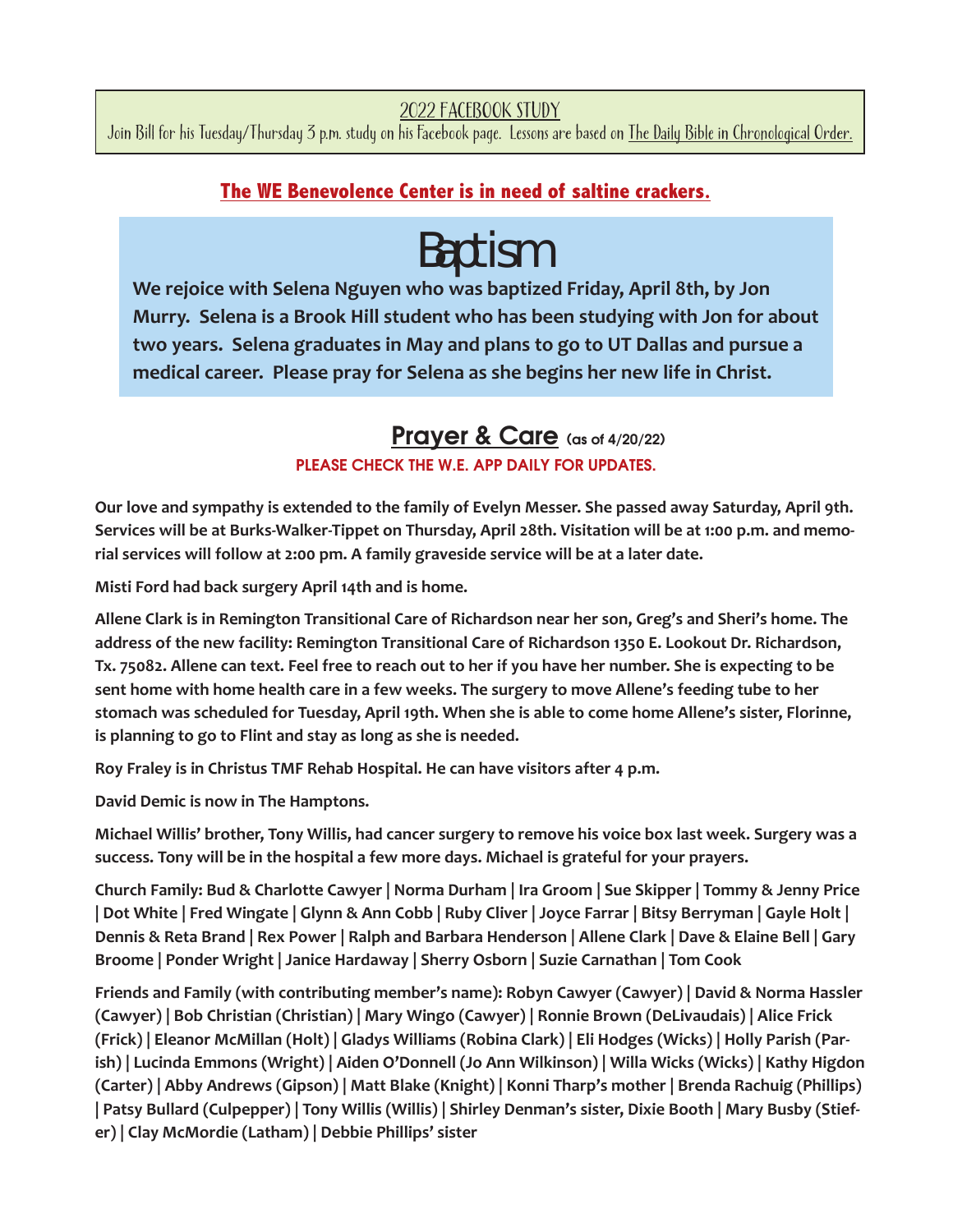## 2022 FACEBOOK STUDY

Join Bill for his Tuesday/Thursday 3 p.m. study on his Facebook page. Lessons are based on The Daily Bible in Chronological Order.

**The WE Benevolence Center is in need of saltine crackers.**

# Baptism

**We rejoice with Selena Nguyen who was baptized Friday, April 8th, by Jon Murry. Selena is a Brook Hill student who has been studying with Jon for about two years. Selena graduates in May and plans to go to UT Dallas and pursue a medical career. Please pray for Selena as she begins her new life in Christ.**

## Prayer & Care (as of 4/20/22)

**PLEASE CHECK THE W.E. APP DAILY FOR UPDATES.**

**Our love and sympathy is extended to the family of Evelyn Messer. She passed away Saturday, April 9th. Services will be at Burks-Walker-Tippet on Thursday, April 28th. Visitation will be at 1:00 p.m. and memorial services will follow at 2:00 pm. A family graveside service will be at a later date.**

**Misti Ford had back surgery April 14th and is home.**

**Allene Clark is in Remington Transitional Care of Richardson near her son, Greg's and Sheri's home. The address of the new facility: Remington Transitional Care of Richardson 1350 E. Lookout Dr. Richardson, Tx. 75082. Allene can text. Feel free to reach out to her if you have her number. She is expecting to be sent home with home health care in a few weeks. The surgery to move Allene's feeding tube to her stomach was scheduled for Tuesday, April 19th. When she is able to come home Allene's sister, Florinne, is planning to go to Flint and stay as long as she is needed.**

**Roy Fraley is in Christus TMF Rehab Hospital. He can have visitors after 4 p.m.**

**David Demic is now in The Hamptons.**

**Michael Willis' brother, Tony Willis, had cancer surgery to remove his voice box last week. Surgery was a success. Tony will be in the hospital a few more days. Michael is grateful for your prayers.**

**Church Family: Bud & Charlotte Cawyer | Norma Durham | Ira Groom | Sue Skipper | Tommy & Jenny Price | Dot White | Fred Wingate | Glynn & Ann Cobb | Ruby Cliver | Joyce Farrar | Bitsy Berryman | Gayle Holt | Dennis & Reta Brand | Rex Power | Ralph and Barbara Henderson | Allene Clark | Dave & Elaine Bell | Gary Broome | Ponder Wright | Janice Hardaway | Sherry Osborn | Suzie Carnathan | Tom Cook**

**Friends and Family (with contributing member's name): Robyn Cawyer (Cawyer) | David & Norma Hassler (Cawyer) | Bob Christian (Christian) | Mary Wingo (Cawyer) | Ronnie Brown (DeLivaudais) | Alice Frick (Frick) | Eleanor McMillan (Holt) | Gladys Williams (Robina Clark) | Eli Hodges (Wicks) | Holly Parish (Parish) | Lucinda Emmons (Wright) | Aiden O'Donnell (Jo Ann Wilkinson) | Willa Wicks (Wicks) | Kathy Higdon (Carter) | Abby Andrews (Gipson) | Matt Blake (Knight) | Konni Tharp's mother | Brenda Rachuig (Phillips) | Patsy Bullard (Culpepper) | Tony Willis (Willis) | Shirley Denman's sister, Dixie Booth | Mary Busby (Stiefer) | Clay McMordie (Latham) | Debbie Phillips' sister**